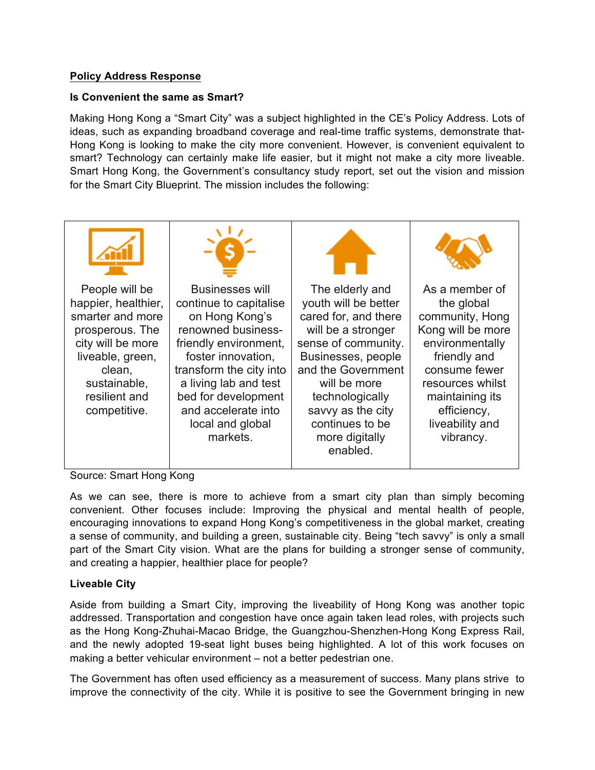**Policy Address Response**

**Is Convenient the same as Smart?**

Making Hong Kong a "Smart City" was a subject highlighted in the CE's Policy Address. Lots of ideas, such as expanding broadband coverage and real-time traffic systems, demonstrate that-Hong Kong is looking to make the city more convenient. However, is convenient equivalent to smart? Technology can certainly make life easier, but it might not make a city more liveable. Smart Hong Kong, the Government's consultancy study report, set out the vision and mission for the Smart City Blueprint. The mission includes the following:

| People will be happier, healthier, smarter and more prosperous. The city will be more liveable, green, clean, sustainable, resilient and competitive. | Businesses will continue to capitalise on Hong Kong's renowned business-friendly environment, foster innovation, transform the city into a living lab and test bed for development and accelerate into local and global markets. | The elderly and youth will be better cared for, and there will be a stronger sense of community. Businesses, people and the Government will be more technologically savvy as the city continues to be more digitally enabled. | As a member of the global community, Hong Kong will be more environmentally friendly and consume fewer resources whilst maintaining its efficiency, liveability and vibrancy. |
|---|---|---|---|

Source: Smart Hong Kong

As we can see, there is more to achieve from a smart city plan than simply becoming convenient. Other focuses include: Improving the physical and mental health of people, encouraging innovations to expand Hong Kong's competitiveness in the global market, creating a sense of community, and building a green, sustainable city. Being "tech savvy" is only a small part of the Smart City vision. What are the plans for building a stronger sense of community, and creating a happier, healthier place for people?

**Liveable City**

Aside from building a Smart City, improving the liveability of Hong Kong was another topic addressed. Transportation and congestion have once again taken lead roles, with projects such as the Hong Kong-Zhuhai-Macao Bridge, the Guangzhou-Shenzhen-Hong Kong Express Rail, and the newly adopted 19-seat light buses being highlighted. A lot of this work focuses on making a better vehicular environment – not a better pedestrian one.

The Government has often used efficiency as a measurement of success. Many plans strive to improve the connectivity of the city. While it is positive to see the Government bringing in new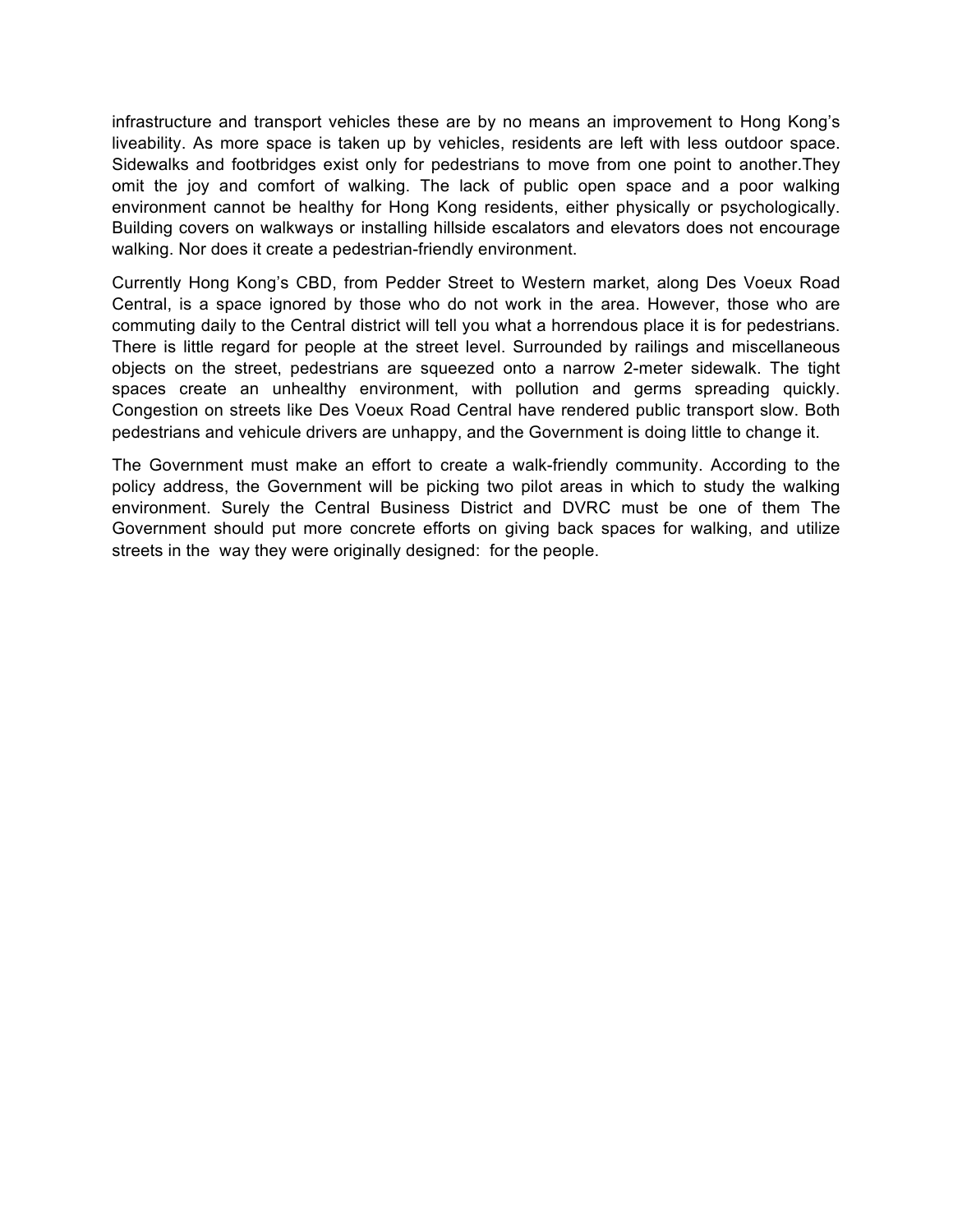infrastructure and transport vehicles these are by no means an improvement to Hong Kong's liveability. As more space is taken up by vehicles, residents are left with less outdoor space. Sidewalks and footbridges exist only for pedestrians to move from one point to another.They omit the joy and comfort of walking. The lack of public open space and a poor walking environment cannot be healthy for Hong Kong residents, either physically or psychologically. Building covers on walkways or installing hillside escalators and elevators does not encourage walking. Nor does it create a pedestrian-friendly environment.

Currently Hong Kong's CBD, from Pedder Street to Western market, along Des Voeux Road Central, is a space ignored by those who do not work in the area. However, those who are commuting daily to the Central district will tell you what a horrendous place it is for pedestrians. There is little regard for people at the street level. Surrounded by railings and miscellaneous objects on the street, pedestrians are squeezed onto a narrow 2-meter sidewalk. The tight spaces create an unhealthy environment, with pollution and germs spreading quickly. Congestion on streets like Des Voeux Road Central have rendered public transport slow. Both pedestrians and vehicule drivers are unhappy, and the Government is doing little to change it.

The Government must make an effort to create a walk-friendly community. According to the policy address, the Government will be picking two pilot areas in which to study the walking environment. Surely the Central Business District and DVRC must be one of them The Government should put more concrete efforts on giving back spaces for walking, and utilize streets in the way they were originally designed: for the people.